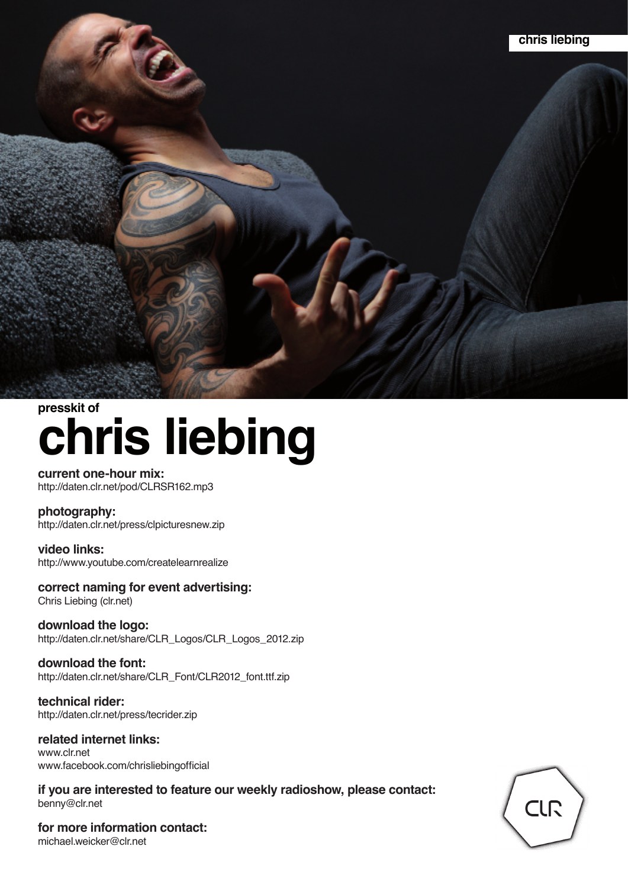presskit of

# chris liebing

**current one-hour mix:**
http://daten.clr.net/pod/CLRSR162.mp3

**photography:**
http://daten.clr.net/press/clpicturesnew.zip

**video links:**
http://www.youtube.com/createlearnrealize

**correct naming for event advertising:**
Chris Liebing (clr.net)

**download the logo:**
http://daten.clr.net/share/CLR_Logos/CLR_Logos_2012.zip

**download the font:**
http://daten.clr.net/share/CLR_Font/CLR2012_font.ttf.zip

**technical rider:**
http://daten.clr.net/press/tecrider.zip

**related internet links:**
www.clr.net
www.facebook.com/chrisliebingofficial

**if you are interested to feature our weekly radioshow, please contact:**
benny@clr.net

**for more information contact:**
michael.weicker@clr.net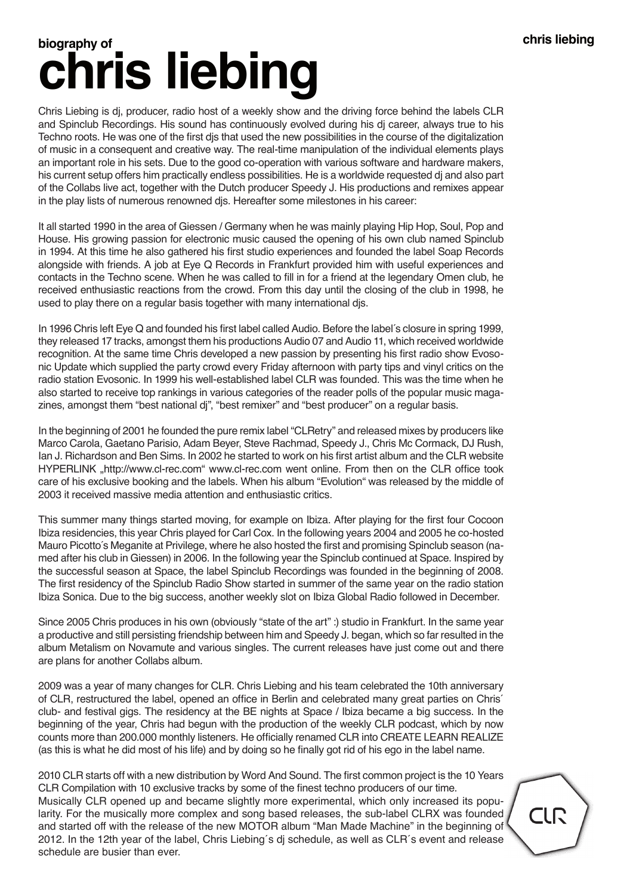# biography of chris liebing

Chris Liebing is dj, producer, radio host of a weekly show and the driving force behind the labels CLR and Spinclub Recordings. His sound has continuously evolved during his dj career, always true to his Techno roots. He was one of the first djs that used the new possibilities in the course of the digitalization of music in a consequent and creative way. The real-time manipulation of the individual elements plays an important role in his sets. Due to the good co-operation with various software and hardware makers, his current setup offers him practically endless possibilities. He is a worldwide requested dj and also part of the Collabs live act, together with the Dutch producer Speedy J. His productions and remixes appear in the play lists of numerous renowned djs. Hereafter some milestones in his career:

It all started 1990 in the area of Giessen / Germany when he was mainly playing Hip Hop, Soul, Pop and House. His growing passion for electronic music caused the opening of his own club named Spinclub in 1994. At this time he also gathered his first studio experiences and founded the label Soap Records alongside with friends. A job at Eye Q Records in Frankfurt provided him with useful experiences and contacts in the Techno scene. When he was called to fill in for a friend at the legendary Omen club, he received enthusiastic reactions from the crowd. From this day until the closing of the club in 1998, he used to play there on a regular basis together with many international djs.

In 1996 Chris left Eye Q and founded his first label called Audio. Before the label´s closure in spring 1999, they released 17 tracks, amongst them his productions Audio 07 and Audio 11, which received worldwide recognition. At the same time Chris developed a new passion by presenting his first radio show Evosonic Update which supplied the party crowd every Friday afternoon with party tips and vinyl critics on the radio station Evosonic. In 1999 his well-established label CLR was founded. This was the time when he also started to receive top rankings in various categories of the reader polls of the popular music magazines, amongst them "best national dj", "best remixer" and "best producer" on a regular basis.

In the beginning of 2001 he founded the pure remix label "CLRetry" and released mixes by producers like Marco Carola, Gaetano Parisio, Adam Beyer, Steve Rachmad, Speedy J., Chris Mc Cormack, DJ Rush, Ian J. Richardson and Ben Sims. In 2002 he started to work on his first artist album and the CLR website HYPERLINK „http://www.cl-rec.com" www.cl-rec.com went online. From then on the CLR office took care of his exclusive booking and the labels. When his album "Evolution" was released by the middle of 2003 it received massive media attention and enthusiastic critics.

This summer many things started moving, for example on Ibiza. After playing for the first four Cocoon Ibiza residencies, this year Chris played for Carl Cox. In the following years 2004 and 2005 he co-hosted Mauro Picotto´s Meganite at Privilege, where he also hosted the first and promising Spinclub season (named after his club in Giessen) in 2006. In the following year the Spinclub continued at Space. Inspired by the successful season at Space, the label Spinclub Recordings was founded in the beginning of 2008. The first residency of the Spinclub Radio Show started in summer of the same year on the radio station Ibiza Sonica. Due to the big success, another weekly slot on Ibiza Global Radio followed in December.

Since 2005 Chris produces in his own (obviously "state of the art" :) studio in Frankfurt. In the same year a productive and still persisting friendship between him and Speedy J. began, which so far resulted in the album Metalism on Novamute and various singles. The current releases have just come out and there are plans for another Collabs album.

2009 was a year of many changes for CLR. Chris Liebing and his team celebrated the 10th anniversary of CLR, restructured the label, opened an office in Berlin and celebrated many great parties on Chris´ club- and festival gigs. The residency at the BE nights at Space / Ibiza became a big success. In the beginning of the year, Chris had begun with the production of the weekly CLR podcast, which by now counts more than 200.000 monthly listeners. He officially renamed CLR into CREATE LEARN REALIZE (as this is what he did most of his life) and by doing so he finally got rid of his ego in the label name.

2010 CLR starts off with a new distribution by Word And Sound. The first common project is the 10 Years CLR Compilation with 10 exclusive tracks by some of the finest techno producers of our time.
Musically CLR opened up and became slightly more experimental, which only increased its popularity. For the musically more complex and song based releases, the sub-label CLRX was founded and started off with the release of the new MOTOR album "Man Made Machine" in the beginning of 2012. In the 12th year of the label, Chris Liebing´s dj schedule, as well as CLR´s event and release schedule are busier than ever.